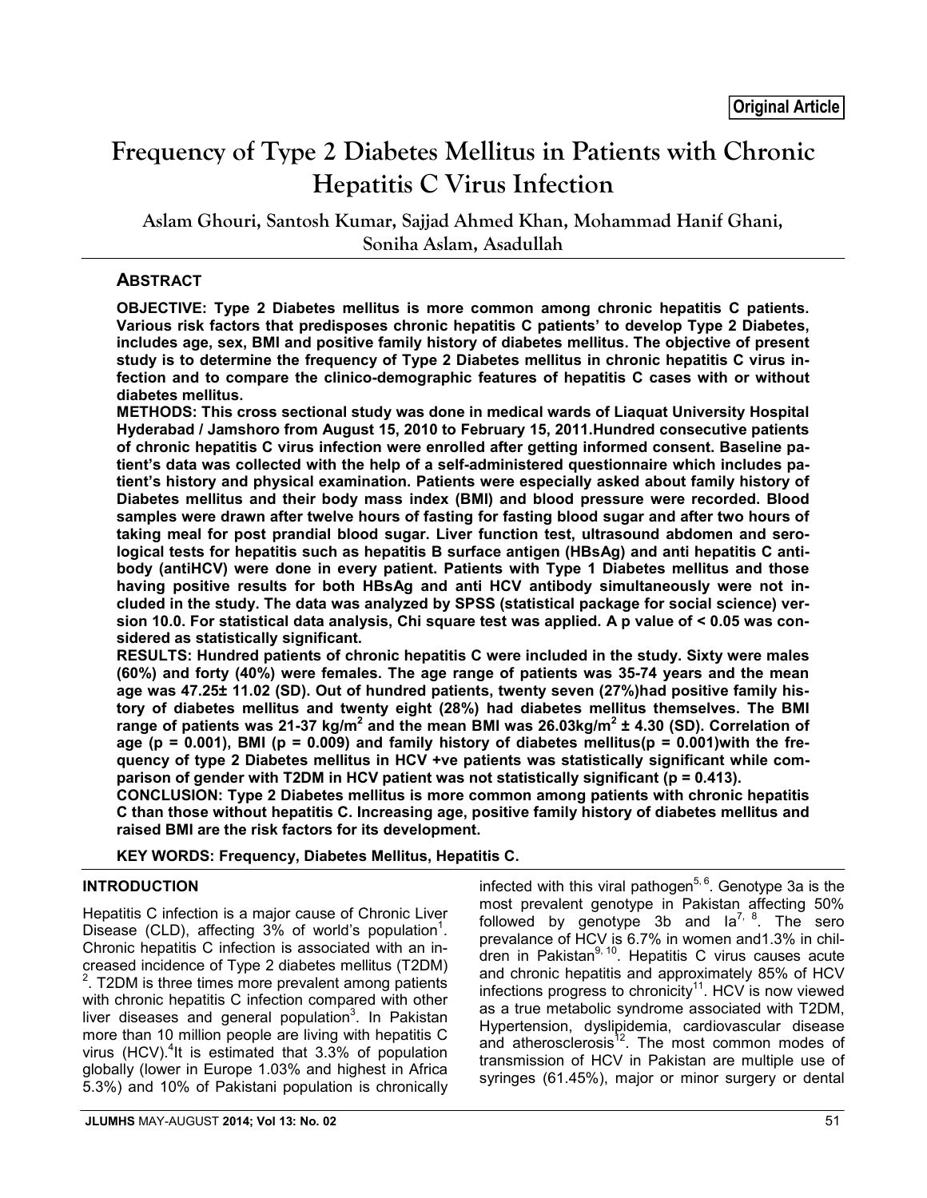Original Article

# Frequency of Type 2 Diabetes Mellitus in Patients with Chronic Hepatitis C Virus Infection

Aslam Ghouri, Santosh Kumar, Sajjad Ahmed Khan, Mohammad Hanif Ghani, Soniha Aslam, Asadullah

## ABSTRACT

**OBJECTIVE: Type 2 Diabetes mellitus is more common among chronic hepatitis C patients. Various risk factors that predisposes chronic hepatitis C patients' to develop Type 2 Diabetes, includes age, sex, BMI and positive family history of diabetes mellitus. The objective of present study is to determine the frequency of Type 2 Diabetes mellitus in chronic hepatitis C virus infection and to compare the clinico-demographic features of hepatitis C cases with or without diabetes mellitus.**

**METHODS: This cross sectional study was done in medical wards of Liaquat University Hospital Hyderabad / Jamshoro from August 15, 2010 to February 15, 2011.Hundred consecutive patients of chronic hepatitis C virus infection were enrolled after getting informed consent. Baseline patient's data was collected with the help of a self-administered questionnaire which includes patient's history and physical examination. Patients were especially asked about family history of Diabetes mellitus and their body mass index (BMI) and blood pressure were recorded. Blood samples were drawn after twelve hours of fasting for fasting blood sugar and after two hours of taking meal for post prandial blood sugar. Liver function test, ultrasound abdomen and serological tests for hepatitis such as hepatitis B surface antigen (HBsAg) and anti hepatitis C antibody (antiHCV) were done in every patient. Patients with Type 1 Diabetes mellitus and those having positive results for both HBsAg and anti HCV antibody simultaneously were not included in the study. The data was analyzed by SPSS (statistical package for social science) version 10.0. For statistical data analysis, Chi square test was applied. A p value of < 0.05 was considered as statistically significant.**

**RESULTS: Hundred patients of chronic hepatitis C were included in the study. Sixty were males (60%) and forty (40%) were females. The age range of patients was 35-74 years and the mean age was 47.25± 11.02 (SD). Out of hundred patients, twenty seven (27%)had positive family history of diabetes mellitus and twenty eight (28%) had diabetes mellitus themselves. The BMI range of patients was 21-37 kg/m$^2$ and the mean BMI was 26.03kg/m$^2$ ± 4.30 (SD). Correlation of age (p = 0.001), BMI (p = 0.009) and family history of diabetes mellitus(p = 0.001)with the frequency of type 2 Diabetes mellitus in HCV +ve patients was statistically significant while comparison of gender with T2DM in HCV patient was not statistically significant (p = 0.413).**

**CONCLUSION: Type 2 Diabetes mellitus is more common among patients with chronic hepatitis C than those without hepatitis C. Increasing age, positive family history of diabetes mellitus and raised BMI are the risk factors for its development.**

**KEY WORDS: Frequency, Diabetes Mellitus, Hepatitis C.**

## INTRODUCTION

Hepatitis C infection is a major cause of Chronic Liver Disease (CLD), affecting 3% of world's population[1]. Chronic hepatitis C infection is associated with an increased incidence of Type 2 diabetes mellitus (T2DM) [2]. T2DM is three times more prevalent among patients with chronic hepatitis C infection compared with other liver diseases and general population[3]. In Pakistan more than 10 million people are living with hepatitis C virus (HCV).[4]It is estimated that 3.3% of population globally (lower in Europe 1.03% and highest in Africa 5.3%) and 10% of Pakistani population is chronically infected with this viral pathogen[5, 6]. Genotype 3a is the most prevalent genotype in Pakistan affecting 50% followed by genotype 3b and Ia[7, 8]. The sero prevalance of HCV is 6.7% in women and1.3% in children in Pakistan[9, 10]. Hepatitis C virus causes acute and chronic hepatitis and approximately 85% of HCV infections progress to chronicity[11]. HCV is now viewed as a true metabolic syndrome associated with T2DM, Hypertension, dyslipidemia, cardiovascular disease and atherosclerosis[12]. The most common modes of transmission of HCV in Pakistan are multiple use of syringes (61.45%), major or minor surgery or dental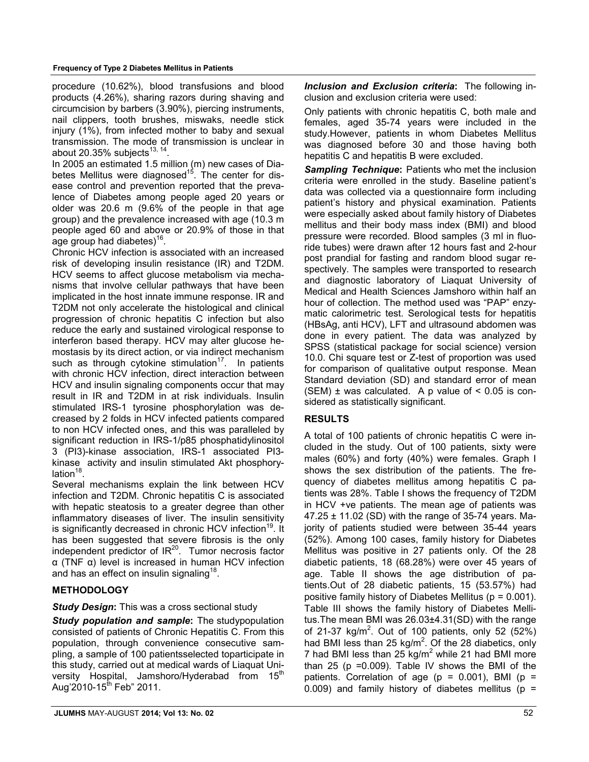procedure (10.62%), blood transfusions and blood products (4.26%), sharing razors during shaving and circumcision by barbers (3.90%), piercing instruments, nail clippers, tooth brushes, miswaks, needle stick injury (1%), from infected mother to baby and sexual transmission. The mode of transmission is unclear in about 20.35% subjects[13, 14].

In 2005 an estimated 1.5 million (m) new cases of Diabetes Mellitus were diagnosed[15]. The center for disease control and prevention reported that the prevalence of Diabetes among people aged 20 years or older was 20.6 m (9.6% of the people in that age group) and the prevalence increased with age (10.3 m people aged 60 and above or 20.9% of those in that age group had diabetes)[16].

Chronic HCV infection is associated with an increased risk of developing insulin resistance (IR) and T2DM. HCV seems to affect glucose metabolism via mechanisms that involve cellular pathways that have been implicated in the host innate immune response. IR and T2DM not only accelerate the histological and clinical progression of chronic hepatitis C infection but also reduce the early and sustained virological response to interferon based therapy. HCV may alter glucose hemostasis by its direct action, or via indirect mechanism such as through cytokine stimulation[17]. In patients with chronic HCV infection, direct interaction between HCV and insulin signaling components occur that may result in IR and T2DM in at risk individuals. Insulin stimulated IRS-1 tyrosine phosphorylation was decreased by 2 folds in HCV infected patients compared to non HCV infected ones, and this was paralleled by significant reduction in IRS-1/p85 phosphatidylinositol 3 (PI3)-kinase association, IRS-1 associated PI3-kinase activity and insulin stimulated Akt phosphorylation[18].

Several mechanisms explain the link between HCV infection and T2DM. Chronic hepatitis C is associated with hepatic steatosis to a greater degree than other inflammatory diseases of liver. The insulin sensitivity is significantly decreased in chronic HCV infection[19]. It has been suggested that severe fibrosis is the only independent predictor of IR[20]. Tumor necrosis factor α (TNF α) level is increased in human HCV infection and has an effect on insulin signaling[18].

## METHODOLOGY

***Study Design*:** This was a cross sectional study

***Study population and sample*:** The studypopulation consisted of patients of Chronic Hepatitis C. From this population, through convenience consecutive sampling, a sample of 100 patientsselected toparticipate in this study, carried out at medical wards of Liaquat University Hospital, Jamshoro/Hyderabad from 15th Aug'2010-15th Feb" 2011.

***Inclusion and Exclusion criteria*:** The following inclusion and exclusion criteria were used:

Only patients with chronic hepatitis C, both male and females, aged 35-74 years were included in the study.However, patients in whom Diabetes Mellitus was diagnosed before 30 and those having both hepatitis C and hepatitis B were excluded.

***Sampling Technique*:** Patients who met the inclusion criteria were enrolled in the study. Baseline patient's data was collected via a questionnaire form including patient's history and physical examination. Patients were especially asked about family history of Diabetes mellitus and their body mass index (BMI) and blood pressure were recorded. Blood samples (3 ml in fluoride tubes) were drawn after 12 hours fast and 2-hour post prandial for fasting and random blood sugar respectively. The samples were transported to research and diagnostic laboratory of Liaquat University of Medical and Health Sciences Jamshoro within half an hour of collection. The method used was "PAP" enzymatic calorimetric test. Serological tests for hepatitis (HBsAg, anti HCV), LFT and ultrasound abdomen was done in every patient. The data was analyzed by SPSS (statistical package for social science) version 10.0. Chi square test or Z-test of proportion was used for comparison of qualitative output response. Mean Standard deviation (SD) and standard error of mean (SEM) ± was calculated. A p value of $< 0.05$ is considered as statistically significant.

## RESULTS

A total of 100 patients of chronic hepatitis C were included in the study. Out of 100 patients, sixty were males (60%) and forty (40%) were females. Graph I shows the sex distribution of the patients. The frequency of diabetes mellitus among hepatitis C patients was 28%. Table I shows the frequency of T2DM in HCV +ve patients. The mean age of patients was 47.25 ± 11.02 (SD) with the range of 35-74 years. Majority of patients studied were between 35-44 years (52%). Among 100 cases, family history for Diabetes Mellitus was positive in 27 patients only. Of the 28 diabetic patients, 18 (68.28%) were over 45 years of age. Table II shows the age distribution of patients.Out of 28 diabetic patients, 15 (53.57%) had positive family history of Diabetes Mellitus ($p = 0.001$). Table III shows the family history of Diabetes Mellitus.The mean BMI was 26.03±4.31(SD) with the range of 21-37 kg/m$^2$. Out of 100 patients, only 52 (52%) had BMI less than 25 kg/m$^2$. Of the 28 diabetics, only 7 had BMI less than 25 kg/m$^2$ while 21 had BMI more than 25 ($p = 0.009$). Table IV shows the BMI of the patients. Correlation of age ($p = 0.001$), BMI ($p = 0.009$) and family history of diabetes mellitus (p =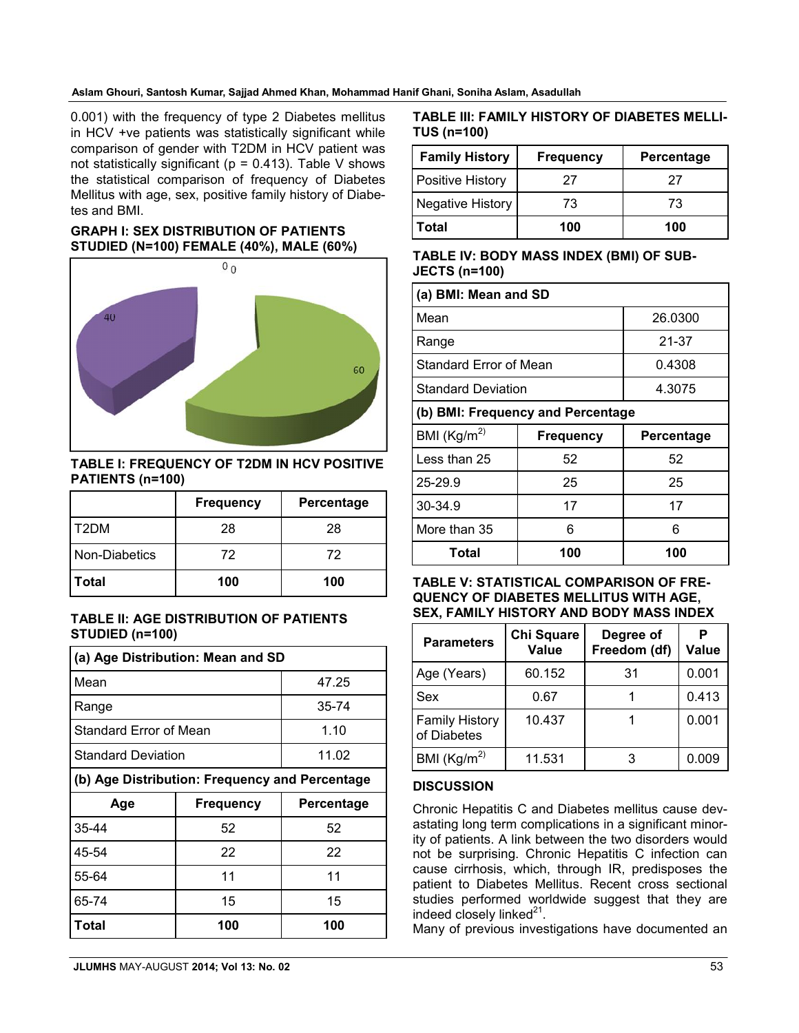0.001) with the frequency of type 2 Diabetes mellitus in HCV +ve patients was statistically significant while comparison of gender with T2DM in HCV patient was not statistically significant (p = 0.413). Table V shows the statistical comparison of frequency of Diabetes Mellitus with age, sex, positive family history of Diabetes and BMI.

**GRAPH I: SEX DISTRIBUTION OF PATIENTS STUDIED (N=100) FEMALE (40%), MALE (60%)**

**TABLE I: FREQUENCY OF T2DM IN HCV POSITIVE PATIENTS (n=100)**

| | Frequency | Percentage |
|---|---|---|
| T2DM | 28 | 28 |
| Non-Diabetics | 72 | 72 |
| **Total** | **100** | **100** |

**TABLE II: AGE DISTRIBUTION OF PATIENTS STUDIED (n=100)**

| **(a) Age Distribution: Mean and SD** | | |
|---|---|---|
| Mean | | 47.25 |
| Range | | 35-74 |
| Standard Error of Mean | | 1.10 |
| Standard Deviation | | 11.02 |
| **(b) Age Distribution: Frequency and Percentage** | | |
| **Age** | **Frequency** | **Percentage** |
| 35-44 | 52 | 52 |
| 45-54 | 22 | 22 |
| 55-64 | 11 | 11 |
| 65-74 | 15 | 15 |
| **Total** | **100** | **100** |

**TABLE III: FAMILY HISTORY OF DIABETES MELLITUS (n=100)**

| Family History | Frequency | Percentage |
|---|---|---|
| Positive History | 27 | 27 |
| Negative History | 73 | 73 |
| **Total** | **100** | **100** |

**TABLE IV: BODY MASS INDEX (BMI) OF SUBJECTS (n=100)**

| **(a) BMI: Mean and SD** | | |
|---|---|---|
| Mean | | 26.0300 |
| Range | | 21-37 |
| Standard Error of Mean | | 0.4308 |
| Standard Deviation | | 4.3075 |
| **(b) BMI: Frequency and Percentage** | | |
| BMI ($Kg/m^2$) | Frequency | Percentage |
| Less than 25 | 52 | 52 |
| 25-29.9 | 25 | 25 |
| 30-34.9 | 17 | 17 |
| More than 35 | 6 | 6 |
| **Total** | **100** | **100** |

**TABLE V: STATISTICAL COMPARISON OF FREQUENCY OF DIABETES MELLITUS WITH AGE, SEX, FAMILY HISTORY AND BODY MASS INDEX**

| Parameters | Chi Square Value | Degree of Freedom (df) | P Value |
|---|---|---|---|
| Age (Years) | 60.152 | 31 | 0.001 |
| Sex | 0.67 | 1 | 0.413 |
| Family History of Diabetes | 10.437 | 1 | 0.001 |
| BMI ($Kg/m^2$) | 11.531 | 3 | 0.009 |

## DISCUSSION

Chronic Hepatitis C and Diabetes mellitus cause devastating long term complications in a significant minority of patients. A link between the two disorders would not be surprising. Chronic Hepatitis C infection can cause cirrhosis, which, through IR, predisposes the patient to Diabetes Mellitus. Recent cross sectional studies performed worldwide suggest that they are indeed closely linked[21].

Many of previous investigations have documented an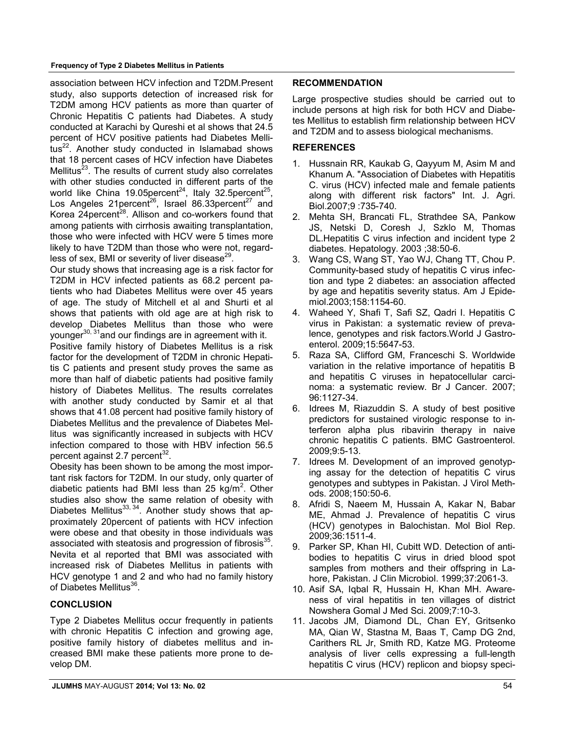association between HCV infection and T2DM.Present study, also supports detection of increased risk for T2DM among HCV patients as more than quarter of Chronic Hepatitis C patients had Diabetes. A study conducted at Karachi by Qureshi et al shows that 24.5 percent of HCV positive patients had Diabetes Mellitus[22]. Another study conducted in Islamabad shows that 18 percent cases of HCV infection have Diabetes Mellitus[23]. The results of current study also correlates with other studies conducted in different parts of the world like China 19.05percent[24], Italy 32.5percent[25], Los Angeles 21percent[26], Israel 86.33percent[27] and Korea 24percent[28]. Allison and co-workers found that among patients with cirrhosis awaiting transplantation, those who were infected with HCV were 5 times more likely to have T2DM than those who were not, regardless of sex, BMI or severity of liver disease[29].

Our study shows that increasing age is a risk factor for T2DM in HCV infected patients as 68.2 percent patients who had Diabetes Mellitus were over 45 years of age. The study of Mitchell et al and Shurti et al shows that patients with old age are at high risk to develop Diabetes Mellitus than those who were younger[30, 31]and our findings are in agreement with it.

Positive family history of Diabetes Mellitus is a risk factor for the development of T2DM in chronic Hepatitis C patients and present study proves the same as more than half of diabetic patients had positive family history of Diabetes Mellitus. The results correlates with another study conducted by Samir et al that shows that 41.08 percent had positive family history of Diabetes Mellitus and the prevalence of Diabetes Mellitus was significantly increased in subjects with HCV infection compared to those with HBV infection 56.5 percent against 2.7 percent[32].

Obesity has been shown to be among the most important risk factors for T2DM. In our study, only quarter of diabetic patients had BMI less than 25 kg/m$^2$. Other studies also show the same relation of obesity with Diabetes Mellitus[33, 34]. Another study shows that approximately 20percent of patients with HCV infection were obese and that obesity in those individuals was associated with steatosis and progression of fibrosis[35]. Nevita et al reported that BMI was associated with increased risk of Diabetes Mellitus in patients with HCV genotype 1 and 2 and who had no family history of Diabetes Mellitus[36].

## CONCLUSION

Type 2 Diabetes Mellitus occur frequently in patients with chronic Hepatitis C infection and growing age, positive family history of diabetes mellitus and increased BMI make these patients more prone to develop DM.

## RECOMMENDATION

Large prospective studies should be carried out to include persons at high risk for both HCV and Diabetes Mellitus to establish firm relationship between HCV and T2DM and to assess biological mechanisms.

## REFERENCES

1. Hussnain RR, Kaukab G, Qayyum M, Asim M and Khanum A. "Association of Diabetes with Hepatitis C. virus (HCV) infected male and female patients along with different risk factors" Int. J. Agri. Biol.2007;9 :735-740.
2. Mehta SH, Brancati FL, Strathdee SA, Pankow JS, Netski D, Coresh J, Szklo M, Thomas DL.Hepatitis C virus infection and incident type 2 diabetes. Hepatology. 2003 ;38:50-6.
3. Wang CS, Wang ST, Yao WJ, Chang TT, Chou P. Community-based study of hepatitis C virus infection and type 2 diabetes: an association affected by age and hepatitis severity status. Am J Epidemiol.2003;158:1154-60.
4. Waheed Y, Shafi T, Safi SZ, Qadri I. Hepatitis C virus in Pakistan: a systematic review of prevalence, genotypes and risk factors.World J Gastroenterol. 2009;15:5647-53.
5. Raza SA, Clifford GM, Franceschi S. Worldwide variation in the relative importance of hepatitis B and hepatitis C viruses in hepatocellular carcinoma: a systematic review. Br J Cancer. 2007; 96:1127-34.
6. Idrees M, Riazuddin S. A study of best positive predictors for sustained virologic response to interferon alpha plus ribavirin therapy in naive chronic hepatitis C patients. BMC Gastroenterol. 2009;9:5-13.
7. Idrees M. Development of an improved genotyping assay for the detection of hepatitis C virus genotypes and subtypes in Pakistan. J Virol Methods. 2008;150:50-6.
8. Afridi S, Naeem M, Hussain A, Kakar N, Babar ME, Ahmad J. Prevalence of hepatitis C virus (HCV) genotypes in Balochistan. Mol Biol Rep. 2009;36:1511-4.
9. Parker SP, Khan HI, Cubitt WD. Detection of antibodies to hepatitis C virus in dried blood spot samples from mothers and their offspring in Lahore, Pakistan. J Clin Microbiol. 1999;37:2061-3.
10. Asif SA, Iqbal R, Hussain H, Khan MH. Awareness of viral hepatitis in ten villages of district Nowshera Gomal J Med Sci. 2009;7:10-3.
11. Jacobs JM, Diamond DL, Chan EY, Gritsenko MA, Qian W, Stastna M, Baas T, Camp DG 2nd, Carithers RL Jr, Smith RD, Katze MG. Proteome analysis of liver cells expressing a full-length hepatitis C virus (HCV) replicon and biopsy speci-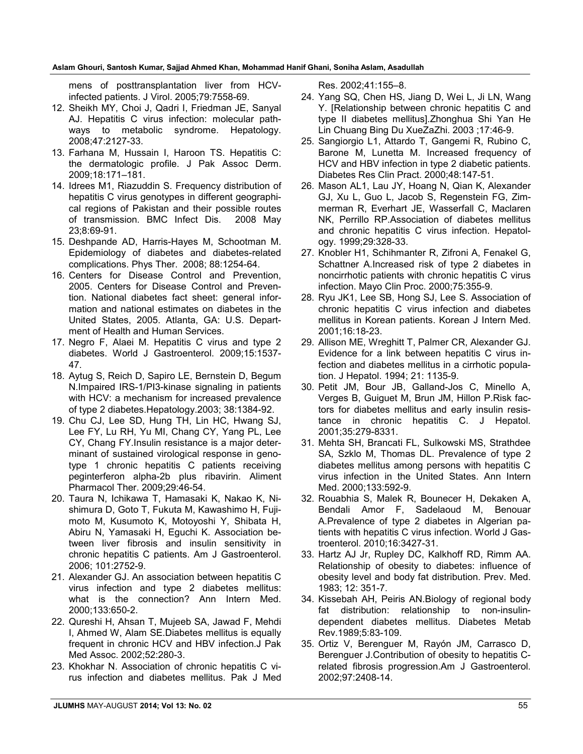mens of posttransplantation liver from HCV-infected patients. J Virol. 2005;79:7558-69.

12. Sheikh MY, Choi J, Qadri I, Friedman JE, Sanyal AJ. Hepatitis C virus infection: molecular pathways to metabolic syndrome. Hepatology. 2008;47:2127-33.
13. Farhana M, Hussain I, Haroon TS. Hepatitis C: the dermatologic profile. J Pak Assoc Derm. 2009;18:171–181.
14. Idrees M1, Riazuddin S. Frequency distribution of hepatitis C virus genotypes in different geographical regions of Pakistan and their possible routes of transmission. BMC Infect Dis. 2008 May 23;8:69-91.
15. Deshpande AD, Harris-Hayes M, Schootman M. Epidemiology of diabetes and diabetes-related complications. Phys Ther. 2008; 88:1254-64.
16. Centers for Disease Control and Prevention, 2005. Centers for Disease Control and Prevention. National diabetes fact sheet: general information and national estimates on diabetes in the United States, 2005. Atlanta, GA: U.S. Department of Health and Human Services.
17. Negro F, Alaei M. Hepatitis C virus and type 2 diabetes. World J Gastroenterol. 2009;15:1537-47.
18. Aytug S, Reich D, Sapiro LE, Bernstein D, Begum N.Impaired IRS-1/PI3-kinase signaling in patients with HCV: a mechanism for increased prevalence of type 2 diabetes.Hepatology.2003; 38:1384-92.
19. Chu CJ, Lee SD, Hung TH, Lin HC, Hwang SJ, Lee FY, Lu RH, Yu MI, Chang CY, Yang PL, Lee CY, Chang FY.Insulin resistance is a major determinant of sustained virological response in genotype 1 chronic hepatitis C patients receiving peginterferon alpha-2b plus ribavirin. Aliment Pharmacol Ther. 2009;29:46-54.
20. Taura N, Ichikawa T, Hamasaki K, Nakao K, Nishimura D, Goto T, Fukuta M, Kawashimo H, Fujimoto M, Kusumoto K, Motoyoshi Y, Shibata H, Abiru N, Yamasaki H, Eguchi K. Association between liver fibrosis and insulin sensitivity in chronic hepatitis C patients. Am J Gastroenterol. 2006; 101:2752-9.
21. Alexander GJ. An association between hepatitis C virus infection and type 2 diabetes mellitus: what is the connection? Ann Intern Med. 2000;133:650-2.
22. Qureshi H, Ahsan T, Mujeeb SA, Jawad F, Mehdi I, Ahmed W, Alam SE.Diabetes mellitus is equally frequent in chronic HCV and HBV infection.J Pak Med Assoc. 2002;52:280-3.
23. Khokhar N. Association of chronic hepatitis C virus infection and diabetes mellitus. Pak J Med Res. 2002;41:155–8.
24. Yang SQ, Chen HS, Jiang D, Wei L, Ji LN, Wang Y. [Relationship between chronic hepatitis C and type II diabetes mellitus].Zhonghua Shi Yan He Lin Chuang Bing Du XueZaZhi. 2003 ;17:46-9.
25. Sangiorgio L1, Attardo T, Gangemi R, Rubino C, Barone M, Lunetta M. Increased frequency of HCV and HBV infection in type 2 diabetic patients. Diabetes Res Clin Pract. 2000;48:147-51.
26. Mason AL1, Lau JY, Hoang N, Qian K, Alexander GJ, Xu L, Guo L, Jacob S, Regenstein FG, Zimmerman R, Everhart JE, Wasserfall C, Maclaren NK, Perrillo RP.Association of diabetes mellitus and chronic hepatitis C virus infection. Hepatology. 1999;29:328-33.
27. Knobler H1, Schihmanter R, Zifroni A, Fenakel G, Schattner A.Increased risk of type 2 diabetes in noncirrhotic patients with chronic hepatitis C virus infection. Mayo Clin Proc. 2000;75:355-9.
28. Ryu JK1, Lee SB, Hong SJ, Lee S. Association of chronic hepatitis C virus infection and diabetes mellitus in Korean patients. Korean J Intern Med. 2001;16:18-23.
29. Allison ME, Wreghitt T, Palmer CR, Alexander GJ. Evidence for a link between hepatitis C virus infection and diabetes mellitus in a cirrhotic population. J Hepatol. 1994; 21: 1135-9.
30. Petit JM, Bour JB, Galland-Jos C, Minello A, Verges B, Guiguet M, Brun JM, Hillon P.Risk factors for diabetes mellitus and early insulin resistance in chronic hepatitis C. J Hepatol. 2001;35:279-8331.
31. Mehta SH, Brancati FL, Sulkowski MS, Strathdee SA, Szklo M, Thomas DL. Prevalence of type 2 diabetes mellitus among persons with hepatitis C virus infection in the United States. Ann Intern Med. 2000;133:592-9.
32. Rouabhia S, Malek R, Bounecer H, Dekaken A, Bendali Amor F, Sadelaoud M, Benouar A.Prevalence of type 2 diabetes in Algerian patients with hepatitis C virus infection. World J Gastroenterol. 2010;16:3427-31.
33. Hartz AJ Jr, Rupley DC, Kalkhoff RD, Rimm AA. Relationship of obesity to diabetes: influence of obesity level and body fat distribution. Prev. Med. 1983; 12: 351-7.
34. Kissebah AH, Peiris AN.Biology of regional body fat distribution: relationship to non-insulin-dependent diabetes mellitus. Diabetes Metab Rev.1989;5:83-109.
35. Ortiz V, Berenguer M, Rayón JM, Carrasco D, Berenguer J.Contribution of obesity to hepatitis C-related fibrosis progression.Am J Gastroenterol. 2002;97:2408-14.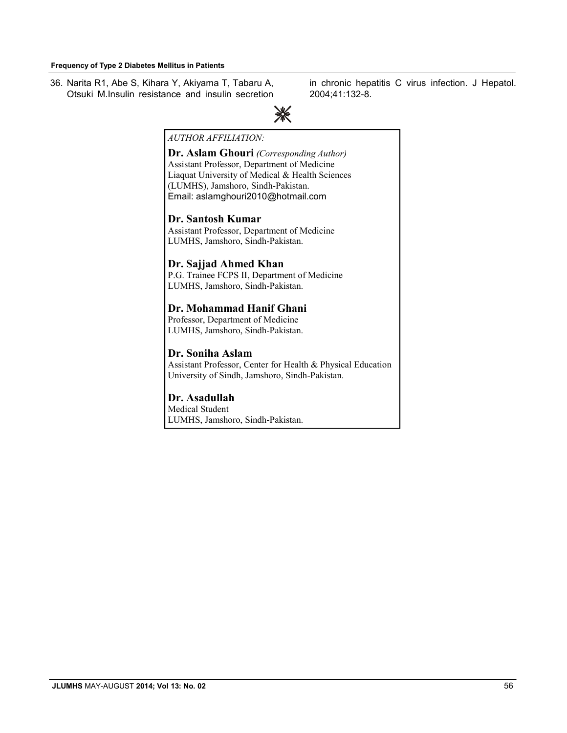36. Narita R1, Abe S, Kihara Y, Akiyama T, Tabaru A, Otsuki M.Insulin resistance and insulin secretion in chronic hepatitis C virus infection. J Hepatol. 2004;41:132-8.

*AUTHOR AFFILIATION:*

**Dr. Aslam Ghouri** *(Corresponding Author)*
Assistant Professor, Department of Medicine
Liaquat University of Medical & Health Sciences
(LUMHS), Jamshoro, Sindh-Pakistan.
Email: aslamghouri2010@hotmail.com

**Dr. Santosh Kumar**
Assistant Professor, Department of Medicine
LUMHS, Jamshoro, Sindh-Pakistan.

**Dr. Sajjad Ahmed Khan**
P.G. Trainee FCPS II, Department of Medicine
LUMHS, Jamshoro, Sindh-Pakistan.

**Dr. Mohammad Hanif Ghani**
Professor, Department of Medicine
LUMHS, Jamshoro, Sindh-Pakistan.

**Dr. Soniha Aslam**
Assistant Professor, Center for Health & Physical Education
University of Sindh, Jamshoro, Sindh-Pakistan.

**Dr. Asadullah**
Medical Student
LUMHS, Jamshoro, Sindh-Pakistan.